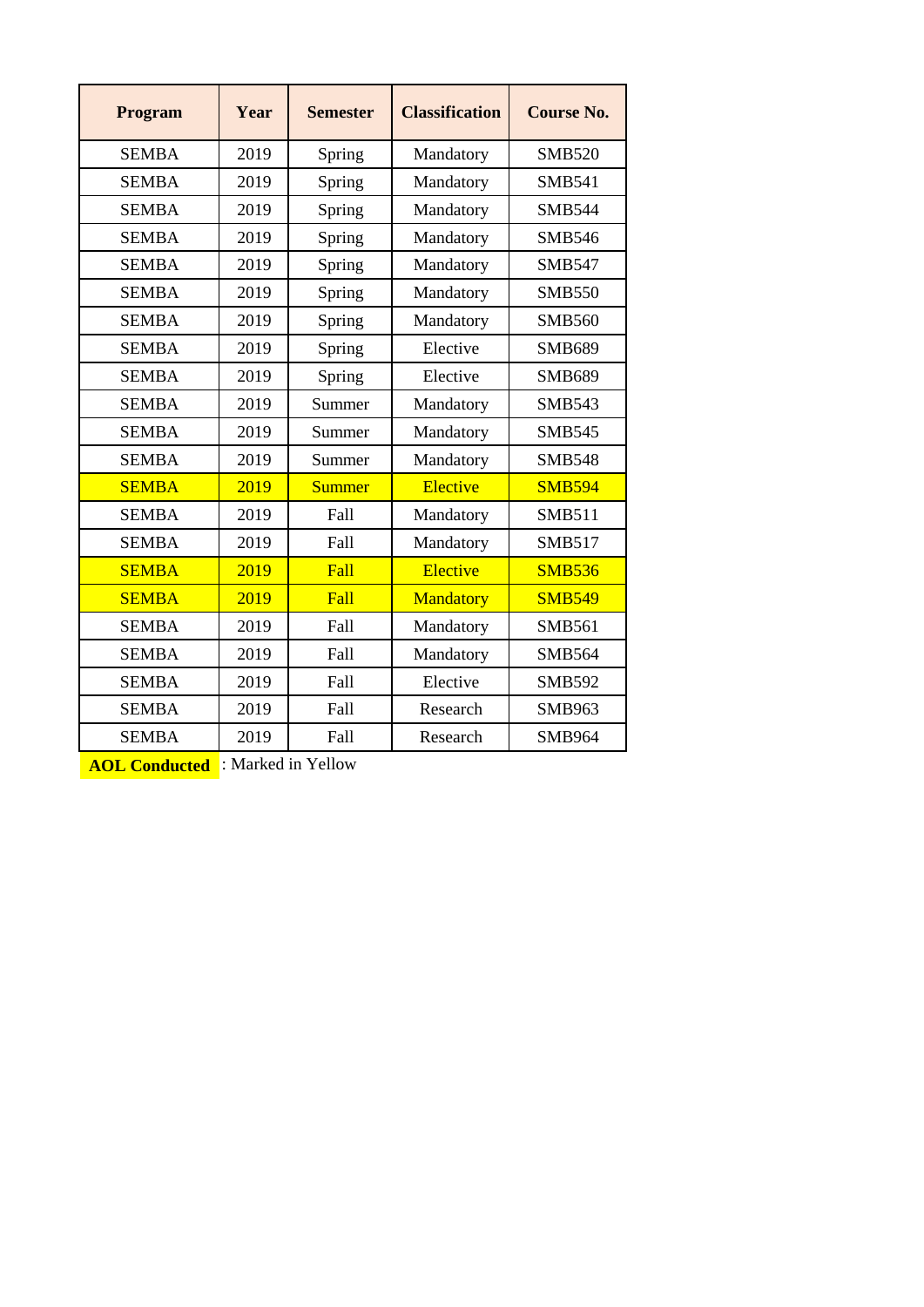| Program | Year | Semester | Classification | Course No. |
|---|---|---|---|---|
| SEMBA | 2019 | Spring | Mandatory | SMB520 |
| SEMBA | 2019 | Spring | Mandatory | SMB541 |
| SEMBA | 2019 | Spring | Mandatory | SMB544 |
| SEMBA | 2019 | Spring | Mandatory | SMB546 |
| SEMBA | 2019 | Spring | Mandatory | SMB547 |
| SEMBA | 2019 | Spring | Mandatory | SMB550 |
| SEMBA | 2019 | Spring | Mandatory | SMB560 |
| SEMBA | 2019 | Spring | Elective | SMB689 |
| SEMBA | 2019 | Spring | Elective | SMB689 |
| SEMBA | 2019 | Summer | Mandatory | SMB543 |
| SEMBA | 2019 | Summer | Mandatory | SMB545 |
| SEMBA | 2019 | Summer | Mandatory | SMB548 |
| SEMBA | 2019 | Summer | Elective | SMB594 |
| SEMBA | 2019 | Fall | Mandatory | SMB511 |
| SEMBA | 2019 | Fall | Mandatory | SMB517 |
| SEMBA | 2019 | Fall | Elective | SMB536 |
| SEMBA | 2019 | Fall | Mandatory | SMB549 |
| SEMBA | 2019 | Fall | Mandatory | SMB561 |
| SEMBA | 2019 | Fall | Mandatory | SMB564 |
| SEMBA | 2019 | Fall | Elective | SMB592 |
| SEMBA | 2019 | Fall | Research | SMB963 |
| SEMBA | 2019 | Fall | Research | SMB964 |

**AOL Conducted** : Marked in Yellow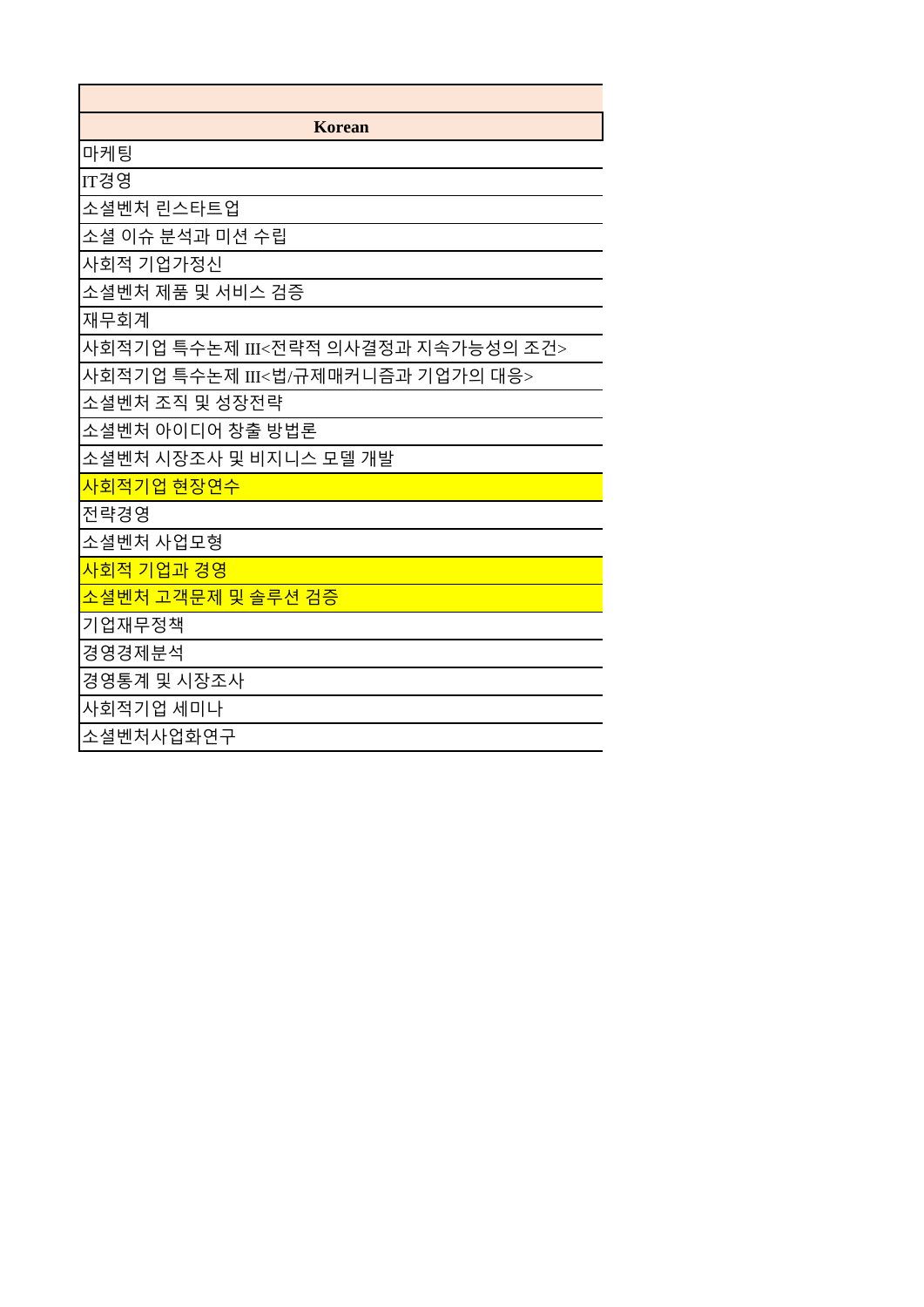| |
|---|
| **Korean** |
| 마케팅 |
| IT경영 |
| 소셜벤처 린스타트업 |
| 소셜 이슈 분석과 미션 수립 |
| 사회적 기업가정신 |
| 소셜벤처 제품 및 서비스 검증 |
| 재무회계 |
| 사회적기업 특수논제 III<전략적 의사결정과 지속가능성의 조건> |
| 사회적기업 특수논제 III<법/규제매커니즘과 기업가의 대응> |
| 소셜벤처 조직 및 성장전략 |
| 소셜벤처 아이디어 창출 방법론 |
| 소셜벤처 시장조사 및 비지니스 모델 개발 |
| 사회적기업 현장연수 |
| 전략경영 |
| 소셜벤처 사업모형 |
| 사회적 기업과 경영 |
| 소셜벤처 고객문제 및 솔루션 검증 |
| 기업재무정책 |
| 경영경제분석 |
| 경영통계 및 시장조사 |
| 사회적기업 세미나 |
| 소셜벤처사업화연구 |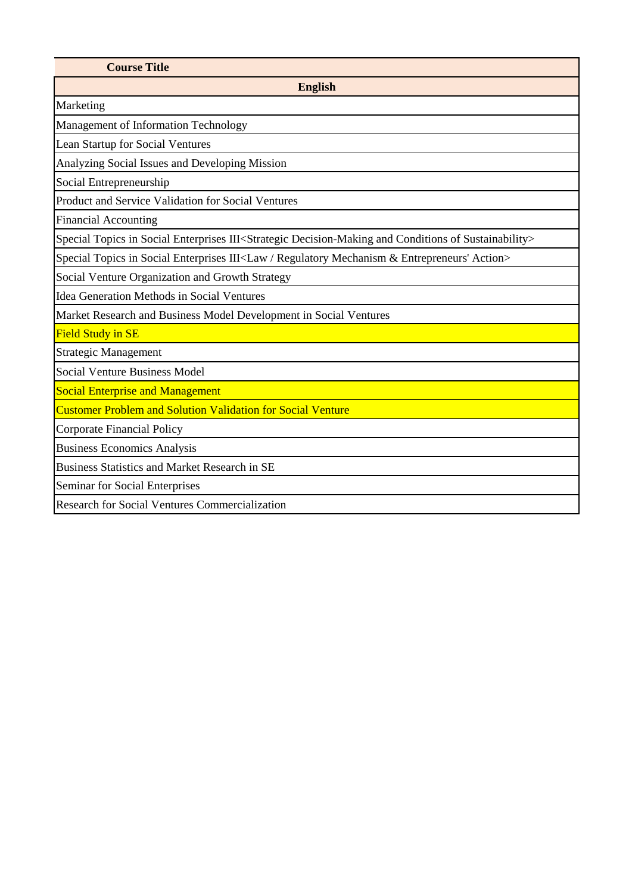| Course Title |
| --- |
| **English** |
| Marketing |
| Management of Information Technology |
| Lean Startup for Social Ventures |
| Analyzing Social Issues and Developing Mission |
| Social Entrepreneurship |
| Product and Service Validation for Social Ventures |
| Financial Accounting |
| Special Topics in Social Enterprises III<Strategic Decision-Making and Conditions of Sustainability> |
| Special Topics in Social Enterprises III<Law / Regulatory Mechanism & Entrepreneurs' Action> |
| Social Venture Organization and Growth Strategy |
| Idea Generation Methods in Social Ventures |
| Market Research and Business Model Development in Social Ventures |
| Field Study in SE |
| Strategic Management |
| Social Venture Business Model |
| Social Enterprise and Management |
| Customer Problem and Solution Validation for Social Venture |
| Corporate Financial Policy |
| Business Economics Analysis |
| Business Statistics and Market Research in SE |
| Seminar for Social Enterprises |
| Research for Social Ventures Commercialization |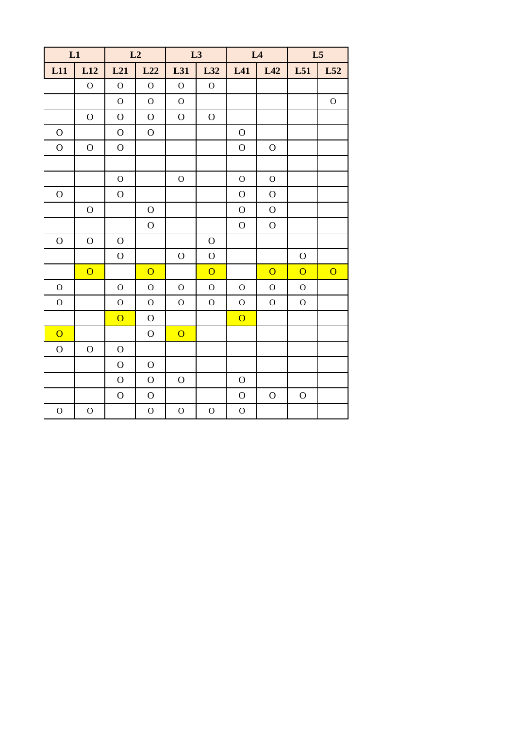| L1 | | L2 | | L3 | | L4 | | L5 | |
|---|---|---|---|---|---|---|---|---|---|
| L11 | L12 | L21 | L22 | L31 | L32 | L41 | L42 | L51 | L52 |
| | O | O | O | O | O | | | | |
| | | O | O | O | | | | | O |
| | O | O | O | O | O | | | | |
| O | | O | O | | | O | | | |
| O | O | O | | | | O | O | | |
| | | | | | | | | | |
| | | O | | O | | O | O | | |
| O | | O | | | | O | O | | |
| | O | | O | | | O | O | | |
| | | | O | | | O | O | | |
| O | O | O | | | O | | | | |
| | | O | | O | O | | | O | |
| | O | | O | | O | | O | O | O |
| O | | O | O | O | O | O | O | O | |
| O | | O | O | O | O | O | O | O | |
| | | O | O | | | O | | | |
| O | | | O | O | | | | | |
| O | O | O | | | | | | | |
| | | O | O | | | | | | |
| | | O | O | O | | O | | | |
| | | O | O | | | O | O | O | |
| O | O | | O | O | O | O | | | |